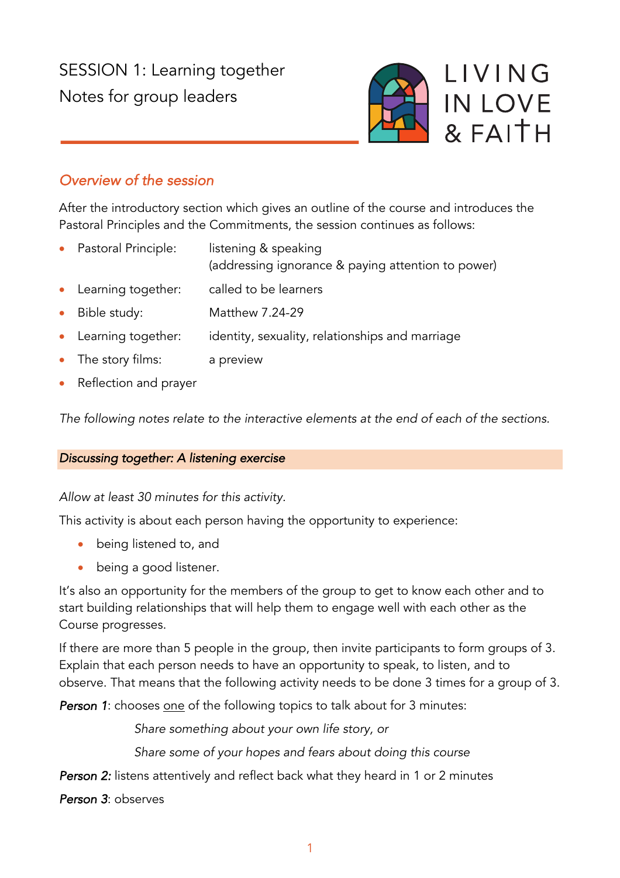# SESSION 1: Learning together

Notes for group leaders

LIVING IN LOVE & FAITH

## *Overview of the session*

After the introductory section which gives an outline of the course and introduces the Pastoral Principles and the Commitments, the session continues as follows:

- Pastoral Principle: listening & speaking (addressing ignorance & paying attention to power)
- Learning together: called to be learners
- Bible study: Matthew 7.24-29
- Learning together: identity, sexuality, relationships and marriage
- The story films: a preview
- Reflection and prayer

*The following notes relate to the interactive elements at the end of each of the sections.*

### *Discussing together: A listening exercise*

*Allow at least 30 minutes for this activity.*

This activity is about each person having the opportunity to experience:

- being listened to, and
- being a good listener.

It's also an opportunity for the members of the group to get to know each other and to start building relationships that will help them to engage well with each other as the Course progresses.

If there are more than 5 people in the group, then invite participants to form groups of 3. Explain that each person needs to have an opportunity to speak, to listen, and to observe. That means that the following activity needs to be done 3 times for a group of 3.

***Person 1***: chooses one of the following topics to talk about for 3 minutes:

*Share something about your own life story, or*

*Share some of your hopes and fears about doing this course*

***Person 2:*** listens attentively and reflect back what they heard in 1 or 2 minutes

***Person 3***: observes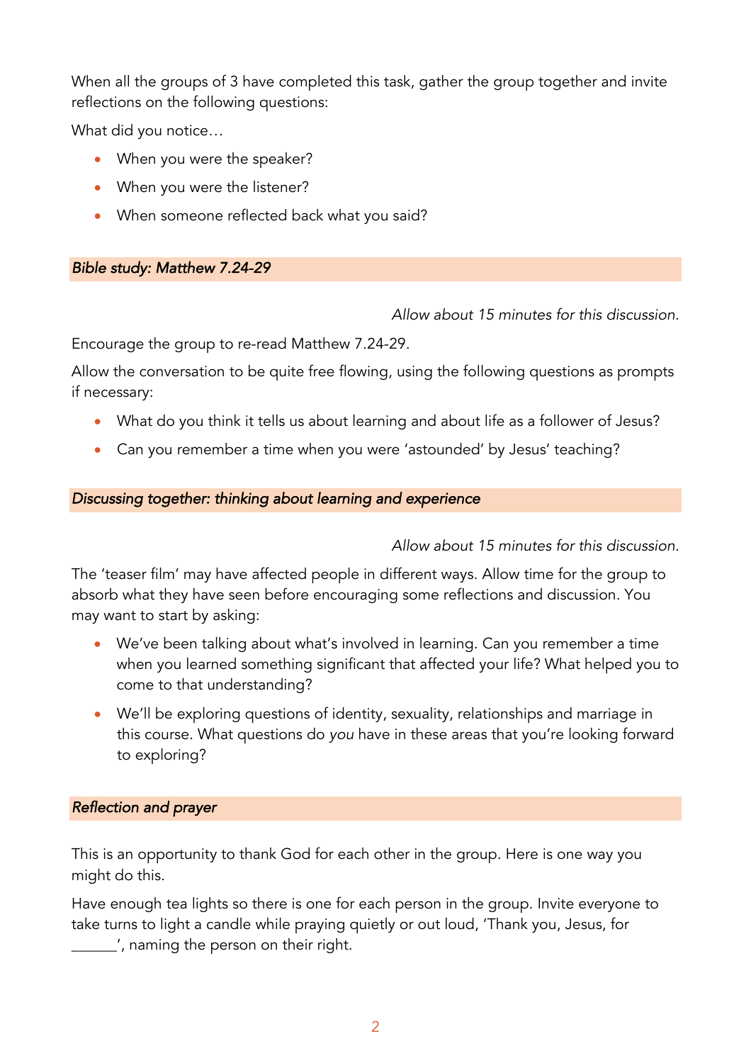When all the groups of 3 have completed this task, gather the group together and invite reflections on the following questions:

What did you notice…

- When you were the speaker?
- When you were the listener?
- When someone reflected back what you said?

### *Bible study: Matthew 7.24-29*

*Allow about 15 minutes for this discussion.*

Encourage the group to re-read Matthew 7.24-29.

Allow the conversation to be quite free flowing, using the following questions as prompts if necessary:

- What do you think it tells us about learning and about life as a follower of Jesus?
- Can you remember a time when you were 'astounded' by Jesus' teaching?

### *Discussing together: thinking about learning and experience*

*Allow about 15 minutes for this discussion.*

The 'teaser film' may have affected people in different ways. Allow time for the group to absorb what they have seen before encouraging some reflections and discussion. You may want to start by asking:

- We've been talking about what's involved in learning. Can you remember a time when you learned something significant that affected your life? What helped you to come to that understanding?
- We'll be exploring questions of identity, sexuality, relationships and marriage in this course. What questions do *you* have in these areas that you're looking forward to exploring?

### *Reflection and prayer*

This is an opportunity to thank God for each other in the group. Here is one way you might do this.

Have enough tea lights so there is one for each person in the group. Invite everyone to take turns to light a candle while praying quietly or out loud, 'Thank you, Jesus, for ______', naming the person on their right.